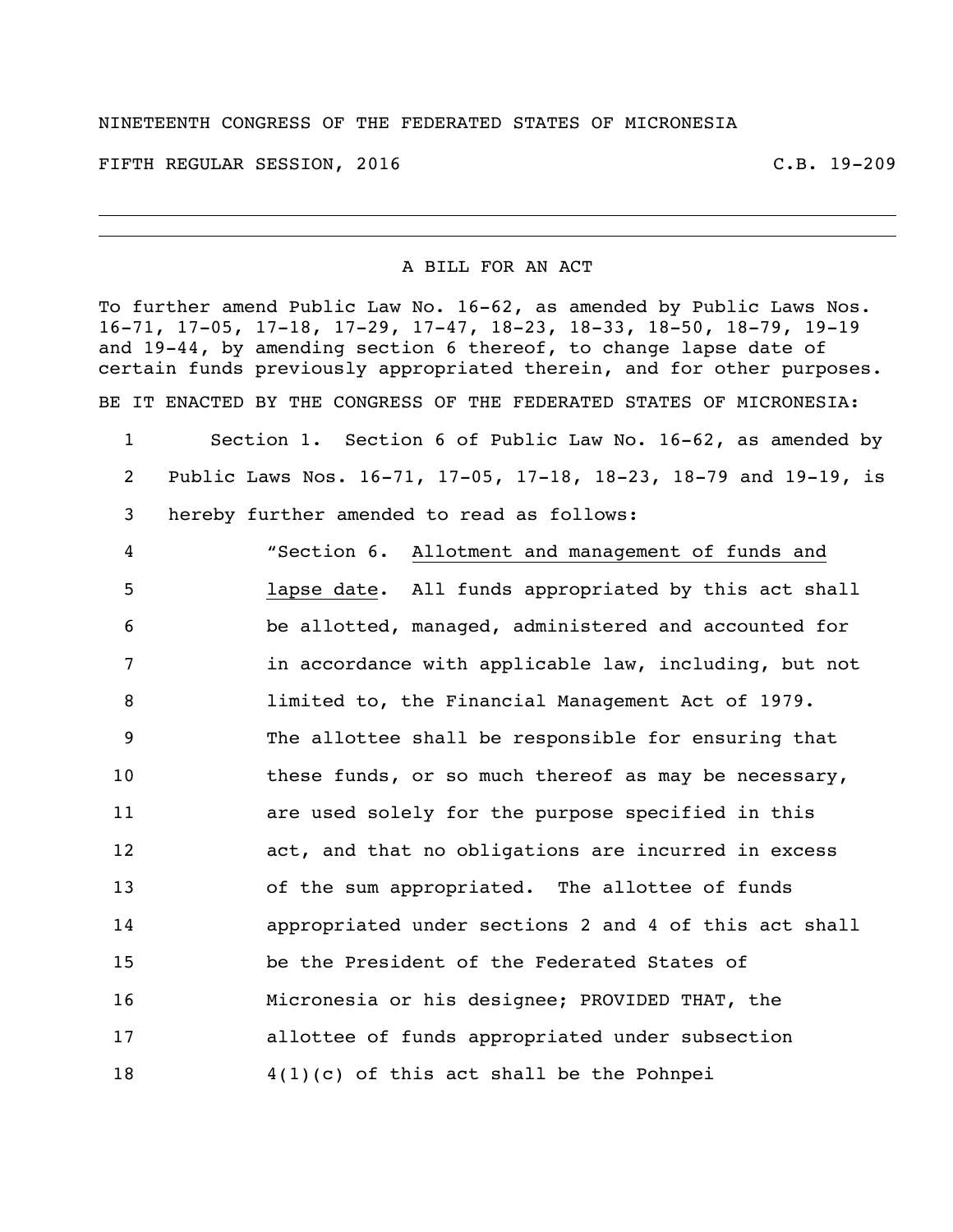NINETEENTH CONGRESS OF THE FEDERATED STATES OF MICRONESIA

FIFTH REGULAR SESSION, 2016 C.B. 19-209

---

A BILL FOR AN ACT

To further amend Public Law No. 16-62, as amended by Public Laws Nos. 16-71, 17-05, 17-18, 17-29, 17-47, 18-23, 18-33, 18-50, 18-79, 19-19 and 19-44, by amending section 6 thereof, to change lapse date of certain funds previously appropriated therein, and for other purposes.

BE IT ENACTED BY THE CONGRESS OF THE FEDERATED STATES OF MICRONESIA:

1 Section 1. Section 6 of Public Law No. 16-62, as amended by
2 Public Laws Nos. 16-71, 17-05, 17-18, 18-23, 18-79 and 19-19, is
3 hereby further amended to read as follows:

4 "Section 6. Allotment and management of funds and
5 lapse date. All funds appropriated by this act shall
6 be allotted, managed, administered and accounted for
7 in accordance with applicable law, including, but not
8 limited to, the Financial Management Act of 1979.
9 The allottee shall be responsible for ensuring that
10 these funds, or so much thereof as may be necessary,
11 are used solely for the purpose specified in this
12 act, and that no obligations are incurred in excess
13 of the sum appropriated. The allottee of funds
14 appropriated under sections 2 and 4 of this act shall
15 be the President of the Federated States of
16 Micronesia or his designee; PROVIDED THAT, the
17 allottee of funds appropriated under subsection
18 4(1)(c) of this act shall be the Pohnpei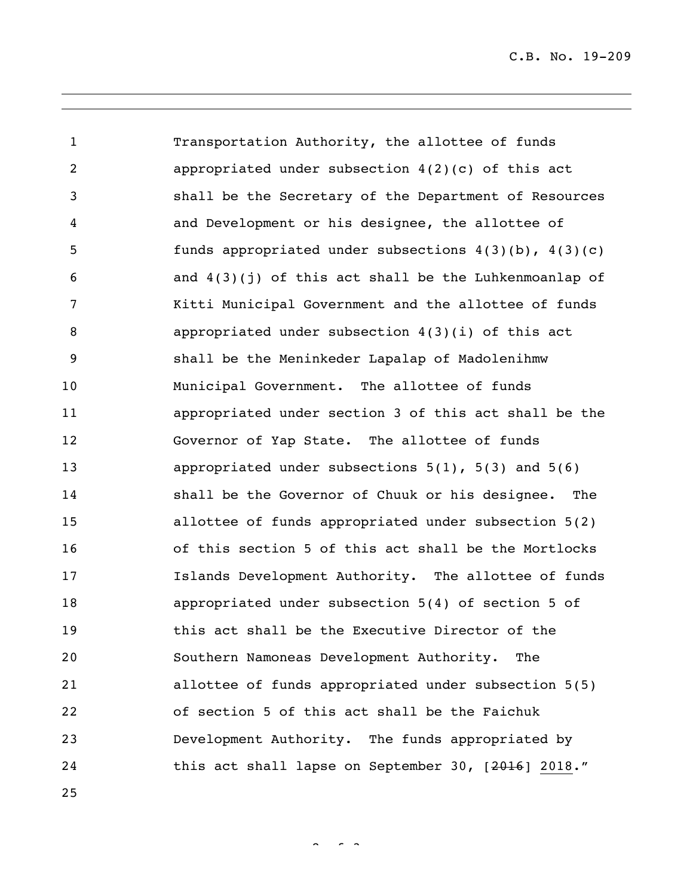Transportation Authority, the allottee of funds appropriated under subsection 4(2)(c) of this act shall be the Secretary of the Department of Resources and Development or his designee, the allottee of funds appropriated under subsections 4(3)(b), 4(3)(c) and 4(3)(j) of this act shall be the Luhkenmoanlap of Kitti Municipal Government and the allottee of funds appropriated under subsection 4(3)(i) of this act shall be the Meninkeder Lapalap of Madolenihmw Municipal Government. The allottee of funds appropriated under section 3 of this act shall be the Governor of Yap State. The allottee of funds appropriated under subsections 5(1), 5(3) and 5(6) shall be the Governor of Chuuk or his designee. The allottee of funds appropriated under subsection 5(2) of this section 5 of this act shall be the Mortlocks Islands Development Authority. The allottee of funds appropriated under subsection 5(4) of section 5 of this act shall be the Executive Director of the Southern Namoneas Development Authority. The allottee of funds appropriated under subsection 5(5) of section 5 of this act shall be the Faichuk Development Authority. The funds appropriated by this act shall lapse on September 30, [~~2016~~] <u>2018</u>."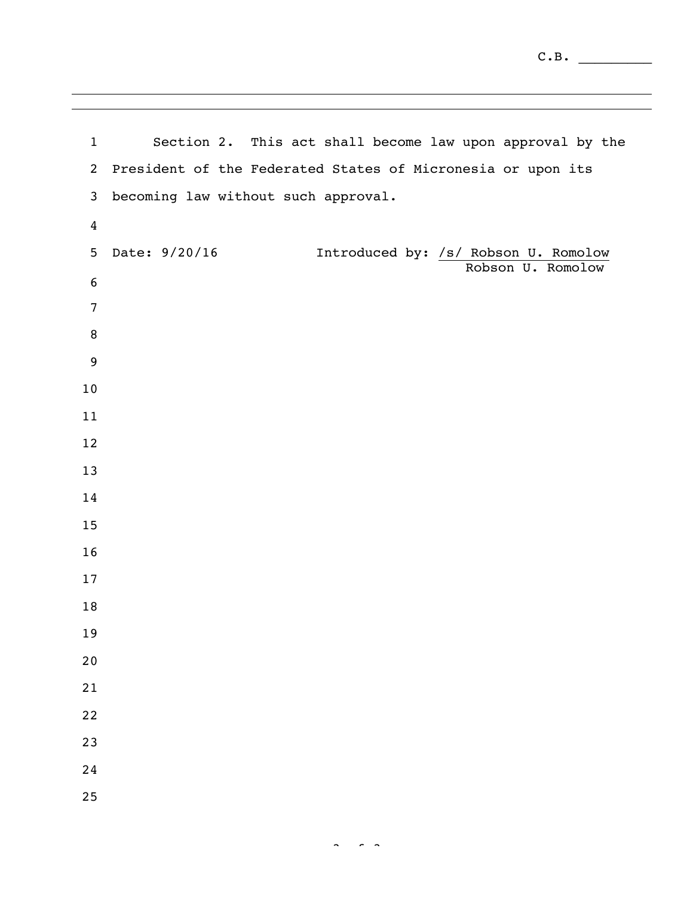Section 2. This act shall become law upon approval by the President of the Federated States of Micronesia or upon its becoming law without such approval.

Date: 9/20/16

Introduced by: /s/ Robson U. Romolow
Robson U. Romolow